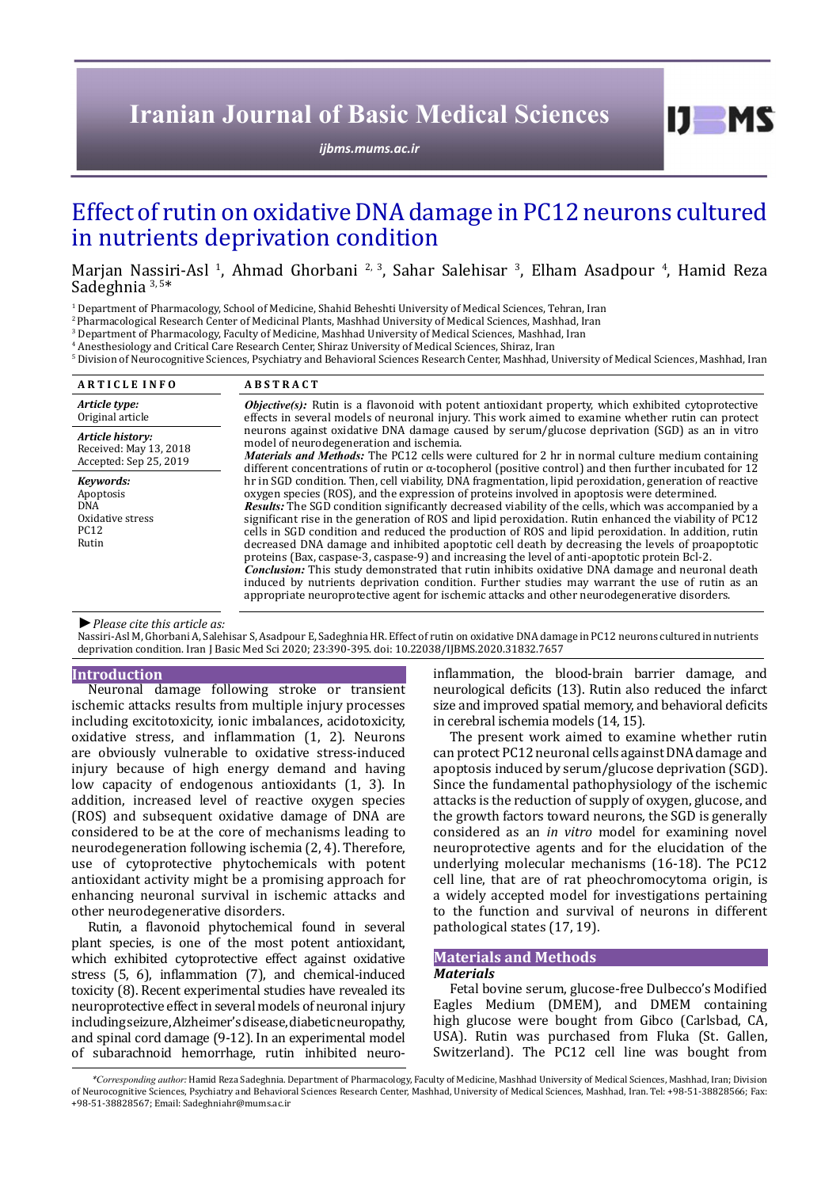# Effect of rutin on oxidative DNA damage in PC12 neurons cultured in nutrients deprivation condition

Marjan Nassiri-Asl [1], Ahmad Ghorbani [2, 3], Sahar Salehisar [3], Elham Asadpour [4], Hamid Reza Sadeghnia [3, 5]*

[1] Department of Pharmacology, School of Medicine, Shahid Beheshti University of Medical Sciences, Tehran, Iran
[2] Pharmacological Research Center of Medicinal Plants, Mashhad University of Medical Sciences, Mashhad, Iran
[3] Department of Pharmacology, Faculty of Medicine, Mashhad University of Medical Sciences, Mashhad, Iran
[4] Anesthesiology and Critical Care Research Center, Shiraz University of Medical Sciences, Shiraz, Iran
[5] Division of Neurocognitive Sciences, Psychiatry and Behavioral Sciences Research Center, Mashhad, University of Medical Sciences, Mashhad, Iran

## ARTICLE INFO

***Article type:***
Original article

***Article history:***
Received: May 13, 2018
Accepted: Sep 25, 2019

***Keywords:***
Apoptosis
DNA
Oxidative stress
PC12
Rutin

## ABSTRACT

***Objective(s):*** Rutin is a flavonoid with potent antioxidant property, which exhibited cytoprotective effects in several models of neuronal injury. This work aimed to examine whether rutin can protect neurons against oxidative DNA damage caused by serum/glucose deprivation (SGD) as an in vitro model of neurodegeneration and ischemia.

***Materials and Methods:*** The PC12 cells were cultured for 2 hr in normal culture medium containing different concentrations of rutin or α-tocopherol (positive control) and then further incubated for 12 hr in SGD condition. Then, cell viability, DNA fragmentation, lipid peroxidation, generation of reactive oxygen species (ROS), and the expression of proteins involved in apoptosis were determined.

***Results:*** The SGD condition significantly decreased viability of the cells, which was accompanied by a significant rise in the generation of ROS and lipid peroxidation. Rutin enhanced the viability of PC12 cells in SGD condition and reduced the production of ROS and lipid peroxidation. In addition, rutin decreased DNA damage and inhibited apoptotic cell death by decreasing the levels of proapoptotic proteins (Bax, caspase-3, caspase-9) and increasing the level of anti-apoptotic protein Bcl-2.

***Conclusion:*** This study demonstrated that rutin inhibits oxidative DNA damage and neuronal death induced by nutrients deprivation condition. Further studies may warrant the use of rutin as an appropriate neuroprotective agent for ischemic attacks and other neurodegenerative disorders.

► *Please cite this article as:*
Nassiri-Asl M, Ghorbani A, Salehisar S, Asadpour E, Sadeghnia HR. Effect of rutin on oxidative DNA damage in PC12 neurons cultured in nutrients deprivation condition. Iran J Basic Med Sci 2020; 23:390-395. doi: 10.22038/IJBMS.2020.31832.7657

## Introduction

Neuronal damage following stroke or transient ischemic attacks results from multiple injury processes including excitotoxicity, ionic imbalances, acidotoxicity, oxidative stress, and inflammation (1, 2). Neurons are obviously vulnerable to oxidative stress-induced injury because of high energy demand and having low capacity of endogenous antioxidants (1, 3). In addition, increased level of reactive oxygen species (ROS) and subsequent oxidative damage of DNA are considered to be at the core of mechanisms leading to neurodegeneration following ischemia (2, 4). Therefore, use of cytoprotective phytochemicals with potent antioxidant activity might be a promising approach for enhancing neuronal survival in ischemic attacks and other neurodegenerative disorders.

Rutin, a flavonoid phytochemical found in several plant species, is one of the most potent antioxidant, which exhibited cytoprotective effect against oxidative stress (5, 6), inflammation (7), and chemical-induced toxicity (8). Recent experimental studies have revealed its neuroprotective effect in several models of neuronal injury including seizure, Alzheimer's disease, diabetic neuropathy, and spinal cord damage (9-12). In an experimental model of subarachnoid hemorrhage, rutin inhibited neuro-inflammation, the blood-brain barrier damage, and neurological deficits (13). Rutin also reduced the infarct size and improved spatial memory, and behavioral deficits in cerebral ischemia models (14, 15).

The present work aimed to examine whether rutin can protect PC12 neuronal cells against DNA damage and apoptosis induced by serum/glucose deprivation (SGD). Since the fundamental pathophysiology of the ischemic attacks is the reduction of supply of oxygen, glucose, and the growth factors toward neurons, the SGD is generally considered as an *in vitro* model for examining novel neuroprotective agents and for the elucidation of the underlying molecular mechanisms (16-18). The PC12 cell line, that are of rat pheochromocytoma origin, is a widely accepted model for investigations pertaining to the function and survival of neurons in different pathological states (17, 19).

## Materials and Methods

### *Materials*

Fetal bovine serum, glucose-free Dulbecco's Modified Eagles Medium (DMEM), and DMEM containing high glucose were bought from Gibco (Carlsbad, CA, USA). Rutin was purchased from Fluka (St. Gallen, Switzerland). The PC12 cell line was bought from

*\*Corresponding author:* Hamid Reza Sadeghnia. Department of Pharmacology, Faculty of Medicine, Mashhad University of Medical Sciences, Mashhad, Iran; Division of Neurocognitive Sciences, Psychiatry and Behavioral Sciences Research Center, Mashhad, University of Medical Sciences, Mashhad, Iran. Tel: +98-51-38828566; Fax: +98-51-38828567; Email: Sadeghniahr@mums.ac.ir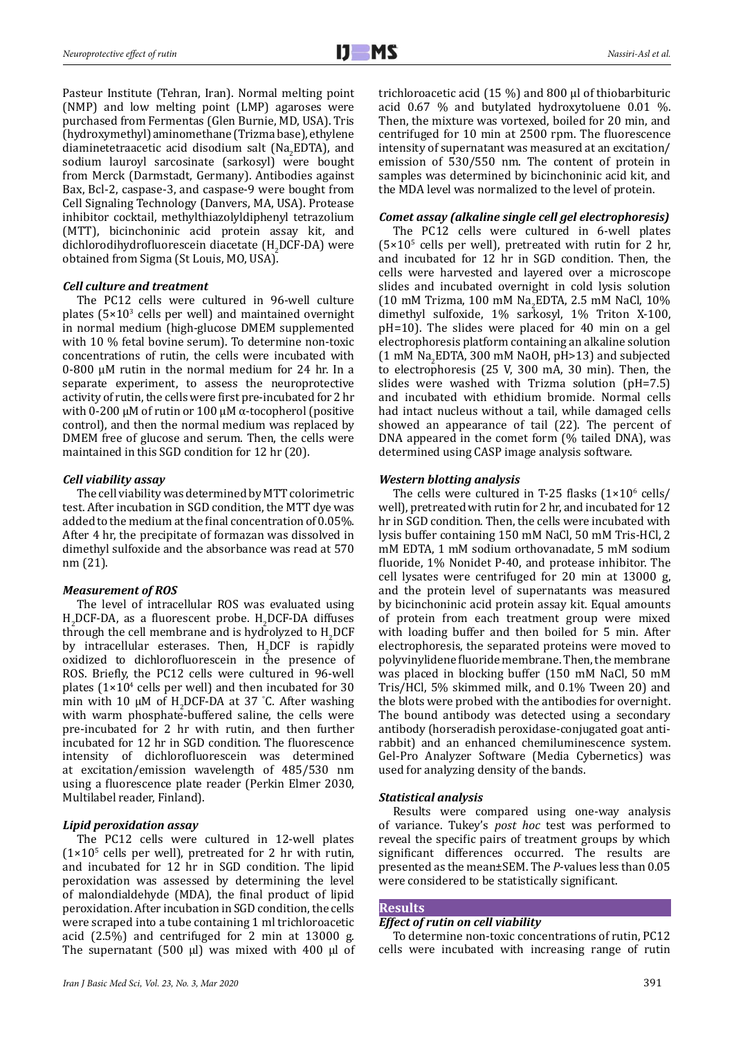Pasteur Institute (Tehran, Iran). Normal melting point (NMP) and low melting point (LMP) agaroses were purchased from Fermentas (Glen Burnie, MD, USA). Tris (hydroxymethyl) aminomethane (Trizma base), ethylene diaminetetraacetic acid disodium salt ($Na_2EDTA$), and sodium lauroyl sarcosinate (sarkosyl) were bought from Merck (Darmstadt, Germany). Antibodies against Bax, Bcl-2, caspase-3, and caspase-9 were bought from Cell Signaling Technology (Danvers, MA, USA). Protease inhibitor cocktail, methylthiazolyldiphenyl tetrazolium (MTT), bicinchoninic acid protein assay kit, and dichlorodihydrofluorescein diacetate ($H_2DCF$-DA) were obtained from Sigma (St Louis, MO, USA).

### *Cell culture and treatment*

The PC12 cells were cultured in 96-well culture plates ($5\times10^3$ cells per well) and maintained overnight in normal medium (high-glucose DMEM supplemented with 10 % fetal bovine serum). To determine non-toxic concentrations of rutin, the cells were incubated with 0-800 µM rutin in the normal medium for 24 hr. In a separate experiment, to assess the neuroprotective activity of rutin, the cells were first pre-incubated for 2 hr with 0-200 µM of rutin or 100 µM α-tocopherol (positive control), and then the normal medium was replaced by DMEM free of glucose and serum. Then, the cells were maintained in this SGD condition for 12 hr (20).

### *Cell viability assay*

The cell viability was determined by MTT colorimetric test. After incubation in SGD condition, the MTT dye was added to the medium at the final concentration of 0.05%. After 4 hr, the precipitate of formazan was dissolved in dimethyl sulfoxide and the absorbance was read at 570 nm (21).

### *Measurement of ROS*

The level of intracellular ROS was evaluated using $H_2DCF$-DA, as a fluorescent probe. $H_2DCF$-DA diffuses through the cell membrane and is hydrolyzed to $H_2DCF$ by intracellular esterases. Then, $H_2DCF$ is rapidly oxidized to dichlorofluorescein in the presence of ROS. Briefly, the PC12 cells were cultured in 96-well plates ($1\times10^4$ cells per well) and then incubated for 30 min with 10 µM of $H_2DCF$-DA at 37 °C. After washing with warm phosphate-buffered saline, the cells were pre-incubated for 2 hr with rutin, and then further incubated for 12 hr in SGD condition. The fluorescence intensity of dichlorofluorescein was determined at excitation/emission wavelength of 485/530 nm using a fluorescence plate reader (Perkin Elmer 2030, Multilabel reader, Finland).

### *Lipid peroxidation assay*

The PC12 cells were cultured in 12-well plates ($1\times10^5$ cells per well), pretreated for 2 hr with rutin, and incubated for 12 hr in SGD condition. The lipid peroxidation was assessed by determining the level of malondialdehyde (MDA), the final product of lipid peroxidation. After incubation in SGD condition, the cells were scraped into a tube containing 1 ml trichloroacetic acid (2.5%) and centrifuged for 2 min at 13000 g. The supernatant (500 µl) was mixed with 400 µl of trichloroacetic acid (15 %) and 800 µl of thiobarbituric acid 0.67 % and butylated hydroxytoluene 0.01 %. Then, the mixture was vortexed, boiled for 20 min, and centrifuged for 10 min at 2500 rpm. The fluorescence intensity of supernatant was measured at an excitation/emission of 530/550 nm. The content of protein in samples was determined by bicinchoninic acid kit, and the MDA level was normalized to the level of protein.

### *Comet assay (alkaline single cell gel electrophoresis)*

The PC12 cells were cultured in 6-well plates ($5\times10^5$ cells per well), pretreated with rutin for 2 hr, and incubated for 12 hr in SGD condition. Then, the cells were harvested and layered over a microscope slides and incubated overnight in cold lysis solution (10 mM Trizma, 100 mM $Na_2EDTA$, 2.5 mM NaCl, 10% dimethyl sulfoxide, 1% sarkosyl, 1% Triton X-100, pH=10). The slides were placed for 40 min on a gel electrophoresis platform containing an alkaline solution (1 mM $Na_2EDTA$, 300 mM NaOH, pH>13) and subjected to electrophoresis (25 V, 300 mA, 30 min). Then, the slides were washed with Trizma solution (pH=7.5) and incubated with ethidium bromide. Normal cells had intact nucleus without a tail, while damaged cells showed an appearance of tail (22). The percent of DNA appeared in the comet form (% tailed DNA), was determined using CASP image analysis software.

### *Western blotting analysis*

The cells were cultured in T-25 flasks ($1\times10^6$ cells/well), pretreated with rutin for 2 hr, and incubated for 12 hr in SGD condition. Then, the cells were incubated with lysis buffer containing 150 mM NaCl, 50 mM Tris-HCl, 2 mM EDTA, 1 mM sodium orthovanadate, 5 mM sodium fluoride, 1% Nonidet P-40, and protease inhibitor. The cell lysates were centrifuged for 20 min at 13000 g, and the protein level of supernatants was measured by bicinchoninic acid protein assay kit. Equal amounts of protein from each treatment group were mixed with loading buffer and then boiled for 5 min. After electrophoresis, the separated proteins were moved to polyvinylidene fluoride membrane. Then, the membrane was placed in blocking buffer (150 mM NaCl, 50 mM Tris/HCl, 5% skimmed milk, and 0.1% Tween 20) and the blots were probed with the antibodies for overnight. The bound antibody was detected using a secondary antibody (horseradish peroxidase-conjugated goat anti-rabbit) and an enhanced chemiluminescence system. Gel-Pro Analyzer Software (Media Cybernetics) was used for analyzing density of the bands.

### *Statistical analysis*

Results were compared using one-way analysis of variance. Tukey's *post hoc* test was performed to reveal the specific pairs of treatment groups by which significant differences occurred. The results are presented as the mean±SEM. The *P*-values less than 0.05 were considered to be statistically significant.

## Results

### *Effect of rutin on cell viability*

To determine non-toxic concentrations of rutin, PC12 cells were incubated with increasing range of rutin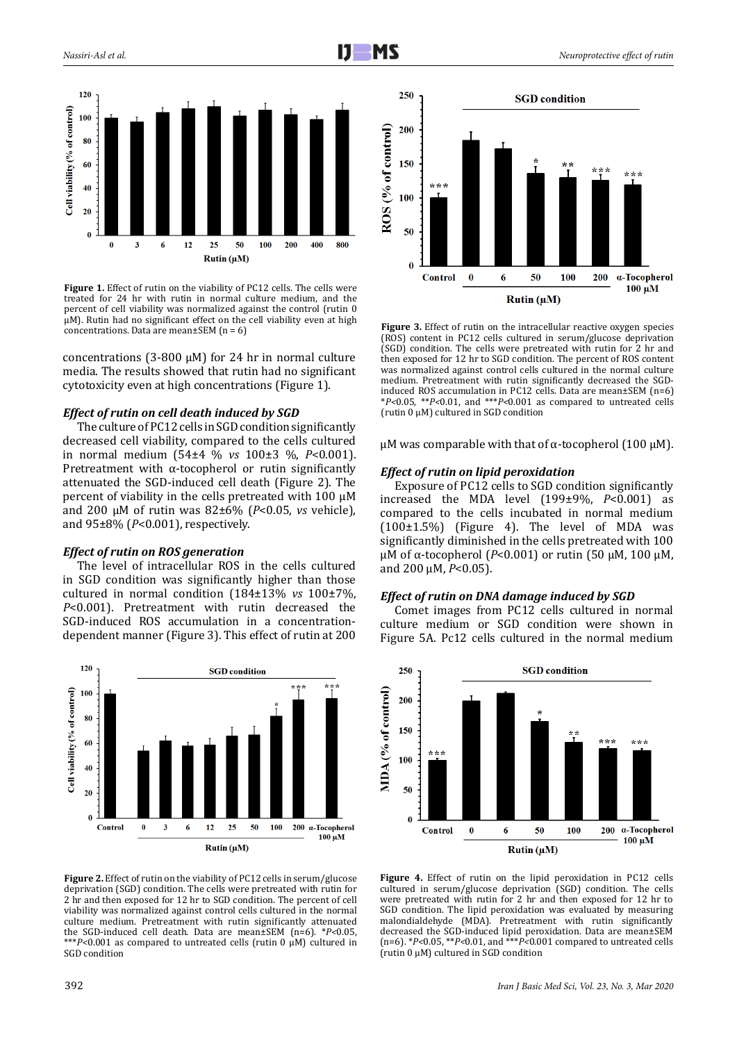Figure 1. Effect of rutin on the viability of PC12 cells. The cells were treated for 24 hr with rutin in normal culture medium, and the percent of cell viability was normalized against the control (rutin 0 μM). Rutin had no significant effect on the cell viability even at high concentrations. Data are mean±SEM (n = 6)

concentrations (3-800 μM) for 24 hr in normal culture media. The results showed that rutin had no significant cytotoxicity even at high concentrations (Figure 1).

### *Effect of rutin on cell death induced by SGD*

The culture of PC12 cells in SGD condition significantly decreased cell viability, compared to the cells cultured in normal medium (54±4 % *vs* 100±3 %, $P<0.001$). Pretreatment with α-tocopherol or rutin significantly attenuated the SGD-induced cell death (Figure 2). The percent of viability in the cells pretreated with 100 μM and 200 μM of rutin was 82±6% ($P<0.05$, *vs* vehicle), and 95±8% ($P<0.001$), respectively.

### *Effect of rutin on ROS generation*

The level of intracellular ROS in the cells cultured in SGD condition was significantly higher than those cultured in normal condition (184±13% *vs* 100±7%, $P<0.001$). Pretreatment with rutin decreased the SGD-induced ROS accumulation in a concentration-dependent manner (Figure 3). This effect of rutin at 200 μM was comparable with that of α-tocopherol (100 μM).

Figure 3. Effect of rutin on the intracellular reactive oxygen species (ROS) content in PC12 cells cultured in serum/glucose deprivation (SGD) condition. The cells were pretreated with rutin for 2 hr and then exposed for 12 hr to SGD condition. The percent of ROS content was normalized against control cells cultured in the normal culture medium. Pretreatment with rutin significantly decreased the SGD-induced ROS accumulation in PC12 cells. Data are mean±SEM (n=6) *$P<0.05$, **$P<0.01$, and ***$P<0.001$ as compared to untreated cells (rutin 0 μM) cultured in SGD condition

### *Effect of rutin on lipid peroxidation*

Exposure of PC12 cells to SGD condition significantly increased the MDA level (199±9%, $P<0.001$) as compared to the cells incubated in normal medium (100±1.5%) (Figure 4). The level of MDA was significantly diminished in the cells pretreated with 100 μM of α-tocopherol ($P<0.001$) or rutin (50 μM, 100 μM, and 200 μM, $P<0.05$).

### *Effect of rutin on DNA damage induced by SGD*

Comet images from PC12 cells cultured in normal culture medium or SGD condition were shown in Figure 5A. Pc12 cells cultured in the normal medium

Figure 2. Effect of rutin on the viability of PC12 cells in serum/glucose deprivation (SGD) condition. The cells were pretreated with rutin for 2 hr and then exposed for 12 hr to SGD condition. The percent of cell viability was normalized against control cells cultured in the normal culture medium. Pretreatment with rutin significantly attenuated the SGD-induced cell death. Data are mean±SEM (n=6). *$P<0.05$, ***$P<0.001$ as compared to untreated cells (rutin 0 μM) cultured in SGD condition

Figure 4. Effect of rutin on the lipid peroxidation in PC12 cells cultured in serum/glucose deprivation (SGD) condition. The cells were pretreated with rutin for 2 hr and then exposed for 12 hr to SGD condition. The lipid peroxidation was evaluated by measuring malondialdehyde (MDA). Pretreatment with rutin significantly decreased the SGD-induced lipid peroxidation. Data are mean±SEM (n=6). *$P<0.05$, **$P<0.01$, and ***$P<0.001$ compared to untreated cells (rutin 0 μM) cultured in SGD condition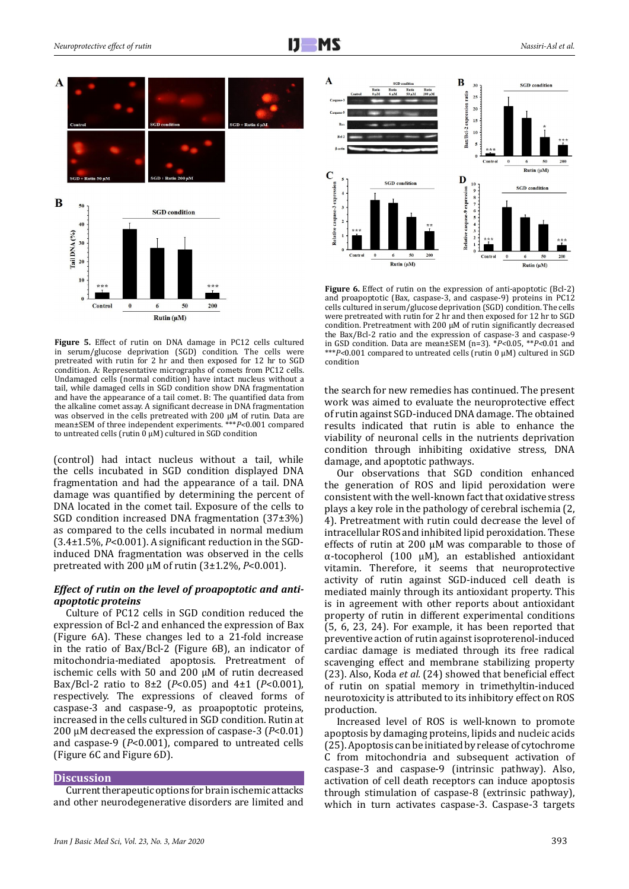**Figure 5.** Effect of rutin on DNA damage in PC12 cells cultured in serum/glucose deprivation (SGD) condition. The cells were pretreated with rutin for 2 hr and then exposed for 12 hr to SGD condition. A: Representative micrographs of comets from PC12 cells. Undamaged cells (normal condition) have intact nucleus without a tail, while damaged cells in SGD condition show DNA fragmentation and have the appearance of a tail comet. B: The quantified data from the alkaline comet assay. A significant decrease in DNA fragmentation was observed in the cells pretreated with 200 μM of rutin. Data are mean±SEM of three independent experiments. ***$P$<0.001 compared to untreated cells (rutin 0 μM) cultured in SGD condition

(control) had intact nucleus without a tail, while the cells incubated in SGD condition displayed DNA fragmentation and had the appearance of a tail. DNA damage was quantified by determining the percent of DNA located in the comet tail. Exposure of the cells to SGD condition increased DNA fragmentation (37±3%) as compared to the cells incubated in normal medium (3.4±1.5%, $P$<0.001). A significant reduction in the SGD-induced DNA fragmentation was observed in the cells pretreated with 200 μM of rutin (3±1.2%, $P$<0.001).

### *Effect of rutin on the level of proapoptotic and anti-apoptotic proteins*

Culture of PC12 cells in SGD condition reduced the expression of Bcl-2 and enhanced the expression of Bax (Figure 6A). These changes led to a 21-fold increase in the ratio of Bax/Bcl-2 (Figure 6B), an indicator of mitochondria-mediated apoptosis. Pretreatment of ischemic cells with 50 and 200 μM of rutin decreased Bax/Bcl-2 ratio to 8±2 ($P$<0.05) and 4±1 ($P$<0.001), respectively. The expressions of cleaved forms of caspase-3 and caspase-9, as proapoptotic proteins, increased in the cells cultured in SGD condition. Rutin at 200 μM decreased the expression of caspase-3 ($P$<0.01) and caspase-9 ($P$<0.001), compared to untreated cells (Figure 6C and Figure 6D).

## Discussion

Current therapeutic options for brain ischemic attacks and other neurodegenerative disorders are limited and the search for new remedies has continued. The present work was aimed to evaluate the neuroprotective effect of rutin against SGD-induced DNA damage. The obtained results indicated that rutin is able to enhance the viability of neuronal cells in the nutrients deprivation condition through inhibiting oxidative stress, DNA damage, and apoptotic pathways.

Our observations that SGD condition enhanced the generation of ROS and lipid peroxidation were consistent with the well-known fact that oxidative stress plays a key role in the pathology of cerebral ischemia (2, 4). Pretreatment with rutin could decrease the level of intracellular ROS and inhibited lipid peroxidation. These effects of rutin at 200 μM was comparable to those of α-tocopherol (100 μM), an established antioxidant vitamin. Therefore, it seems that neuroprotective activity of rutin against SGD-induced cell death is mediated mainly through its antioxidant property. This is in agreement with other reports about antioxidant property of rutin in different experimental conditions (5, 6, 23, 24). For example, it has been reported that preventive action of rutin against isoproterenol-induced cardiac damage is mediated through its free radical scavenging effect and membrane stabilizing property (23). Also, Koda *et al.* (24) showed that beneficial effect of rutin on spatial memory in trimethyltin-induced neurotoxicity is attributed to its inhibitory effect on ROS production.

Increased level of ROS is well-known to promote apoptosis by damaging proteins, lipids and nucleic acids (25). Apoptosis can be initiated by release of cytochrome C from mitochondria and subsequent activation of caspase-3 and caspase-9 (intrinsic pathway). Also, activation of cell death receptors can induce apoptosis through stimulation of caspase-8 (extrinsic pathway), which in turn activates caspase-3. Caspase-3 targets

**Figure 6.** Effect of rutin on the expression of anti-apoptotic (Bcl-2) and proapoptotic (Bax, caspase-3, and caspase-9) proteins in PC12 cells cultured in serum/glucose deprivation (SGD) condition. The cells were pretreated with rutin for 2 hr and then exposed for 12 hr to SGD condition. Pretreatment with 200 μM of rutin significantly decreased the Bax/Bcl-2 ratio and the expression of caspase-3 and caspase-9 in GSD condition. Data are mean±SEM (n=3). *$P$<0.05, **$P$<0.01 and ***$P$<0.001 compared to untreated cells (rutin 0 μM) cultured in SGD condition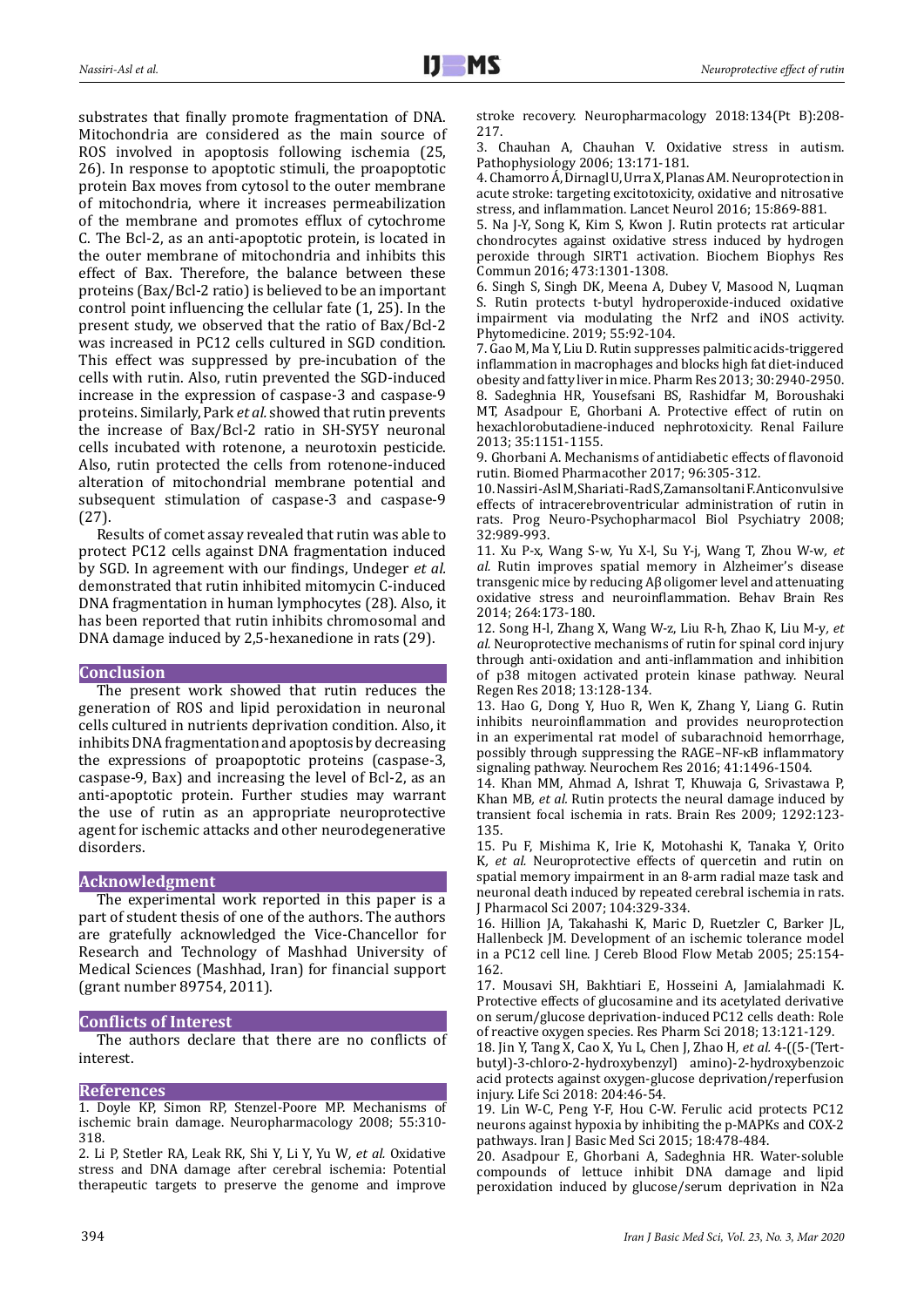substrates that finally promote fragmentation of DNA. Mitochondria are considered as the main source of ROS involved in apoptosis following ischemia (25, 26). In response to apoptotic stimuli, the proapoptotic protein Bax moves from cytosol to the outer membrane of mitochondria, where it increases permeabilization of the membrane and promotes efflux of cytochrome C. The Bcl-2, as an anti-apoptotic protein, is located in the outer membrane of mitochondria and inhibits this effect of Bax. Therefore, the balance between these proteins (Bax/Bcl-2 ratio) is believed to be an important control point influencing the cellular fate (1, 25). In the present study, we observed that the ratio of Bax/Bcl-2 was increased in PC12 cells cultured in SGD condition. This effect was suppressed by pre-incubation of the cells with rutin. Also, rutin prevented the SGD-induced increase in the expression of caspase-3 and caspase-9 proteins. Similarly, Park *et al.* showed that rutin prevents the increase of Bax/Bcl-2 ratio in SH-SY5Y neuronal cells incubated with rotenone, a neurotoxin pesticide. Also, rutin protected the cells from rotenone-induced alteration of mitochondrial membrane potential and subsequent stimulation of caspase-3 and caspase-9 (27).

Results of comet assay revealed that rutin was able to protect PC12 cells against DNA fragmentation induced by SGD. In agreement with our findings, Undeger *et al.* demonstrated that rutin inhibited mitomycin C-induced DNA fragmentation in human lymphocytes (28). Also, it has been reported that rutin inhibits chromosomal and DNA damage induced by 2,5-hexanedione in rats (29).

## Conclusion

The present work showed that rutin reduces the generation of ROS and lipid peroxidation in neuronal cells cultured in nutrients deprivation condition. Also, it inhibits DNA fragmentation and apoptosis by decreasing the expressions of proapoptotic proteins (caspase-3, caspase-9, Bax) and increasing the level of Bcl-2, as an anti-apoptotic protein. Further studies may warrant the use of rutin as an appropriate neuroprotective agent for ischemic attacks and other neurodegenerative disorders.

## Acknowledgment

The experimental work reported in this paper is a part of student thesis of one of the authors. The authors are gratefully acknowledged the Vice-Chancellor for Research and Technology of Mashhad University of Medical Sciences (Mashhad, Iran) for financial support (grant number 89754, 2011).

## Conflicts of Interest

The authors declare that there are no conflicts of interest.

## References

1. Doyle KP, Simon RP, Stenzel-Poore MP. Mechanisms of ischemic brain damage. Neuropharmacology 2008; 55:310-318.
2. Li P, Stetler RA, Leak RK, Shi Y, Li Y, Yu W, *et al.* Oxidative stress and DNA damage after cerebral ischemia: Potential therapeutic targets to preserve the genome and improve stroke recovery. Neuropharmacology 2018:134(Pt B):208-217.
3. Chauhan A, Chauhan V. Oxidative stress in autism. Pathophysiology 2006; 13:171-181.
4. Chamorro Á, Dirnagl U, Urra X, Planas AM. Neuroprotection in acute stroke: targeting excitotoxicity, oxidative and nitrosative stress, and inflammation. Lancet Neurol 2016; 15:869-881.
5. Na J-Y, Song K, Kim S, Kwon J. Rutin protects rat articular chondrocytes against oxidative stress induced by hydrogen peroxide through SIRT1 activation. Biochem Biophys Res Commun 2016; 473:1301-1308.
6. Singh S, Singh DK, Meena A, Dubey V, Masood N, Luqman S. Rutin protects t-butyl hydroperoxide-induced oxidative impairment via modulating the Nrf2 and iNOS activity. Phytomedicine. 2019; 55:92-104.
7. Gao M, Ma Y, Liu D. Rutin suppresses palmitic acids-triggered inflammation in macrophages and blocks high fat diet-induced obesity and fatty liver in mice. Pharm Res 2013; 30:2940-2950.
8. Sadeghnia HR, Yousefsani BS, Rashidfar M, Boroushaki MT, Asadpour E, Ghorbani A. Protective effect of rutin on hexachlorobutadiene-induced nephrotoxicity. Renal Failure 2013; 35:1151-1155.
9. Ghorbani A. Mechanisms of antidiabetic effects of flavonoid rutin. Biomed Pharmacother 2017; 96:305-312.
10. Nassiri-Asl M, Shariati-Rad S, Zamansoltani F. Anticonvulsive effects of intracerebroventricular administration of rutin in rats. Prog Neuro-Psychopharmacol Biol Psychiatry 2008; 32:989-993.
11. Xu P-x, Wang S-w, Yu X-l, Su Y-j, Wang T, Zhou W-w, *et al.* Rutin improves spatial memory in Alzheimer's disease transgenic mice by reducing Aβ oligomer level and attenuating oxidative stress and neuroinflammation. Behav Brain Res 2014; 264:173-180.
12. Song H-l, Zhang X, Wang W-z, Liu R-h, Zhao K, Liu M-y, *et al.* Neuroprotective mechanisms of rutin for spinal cord injury through anti-oxidation and anti-inflammation and inhibition of p38 mitogen activated protein kinase pathway. Neural Regen Res 2018; 13:128-134.
13. Hao G, Dong Y, Huo R, Wen K, Zhang Y, Liang G. Rutin inhibits neuroinflammation and provides neuroprotection in an experimental rat model of subarachnoid hemorrhage, possibly through suppressing the RAGE–NF-κB inflammatory signaling pathway. Neurochem Res 2016; 41:1496-1504.
14. Khan MM, Ahmad A, Ishrat T, Khuwaja G, Srivastawa P, Khan MB, *et al.* Rutin protects the neural damage induced by transient focal ischemia in rats. Brain Res 2009; 1292:123-135.
15. Pu F, Mishima K, Irie K, Motohashi K, Tanaka Y, Orito K, *et al.* Neuroprotective effects of quercetin and rutin on spatial memory impairment in an 8-arm radial maze task and neuronal death induced by repeated cerebral ischemia in rats. J Pharmacol Sci 2007; 104:329-334.
16. Hillion JA, Takahashi K, Maric D, Ruetzler C, Barker JL, Hallenbeck JM. Development of an ischemic tolerance model in a PC12 cell line. J Cereb Blood Flow Metab 2005; 25:154-162.
17. Mousavi SH, Bakhtiari E, Hosseini A, Jamialahmadi K. Protective effects of glucosamine and its acetylated derivative on serum/glucose deprivation-induced PC12 cells death: Role of reactive oxygen species. Res Pharm Sci 2018; 13:121-129.
18. Jin Y, Tang X, Cao X, Yu L, Chen J, Zhao H, *et al.* 4-((5-(Tert-butyl)-3-chloro-2-hydroxybenzyl) amino)-2-hydroxybenzoic acid protects against oxygen-glucose deprivation/reperfusion injury. Life Sci 2018: 204:46-54.
19. Lin W-C, Peng Y-F, Hou C-W. Ferulic acid protects PC12 neurons against hypoxia by inhibiting the p-MAPKs and COX-2 pathways. Iran J Basic Med Sci 2015; 18:478-484.
20. Asadpour E, Ghorbani A, Sadeghnia HR. Water-soluble compounds of lettuce inhibit DNA damage and lipid peroxidation induced by glucose/serum deprivation in N2a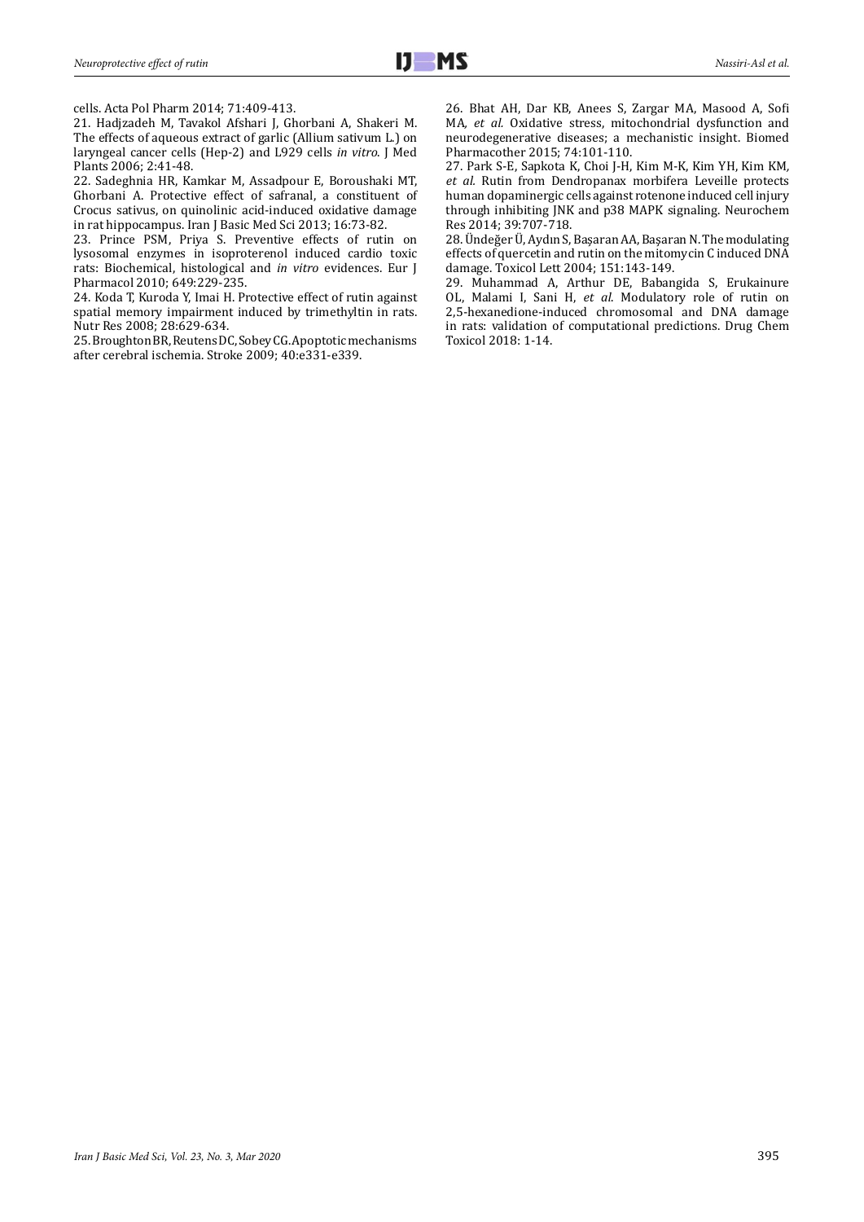cells. Acta Pol Pharm 2014; 71:409-413.

21. Hadjzadeh M, Tavakol Afshari J, Ghorbani A, Shakeri M. The effects of aqueous extract of garlic (Allium sativum L.) on laryngeal cancer cells (Hep-2) and L929 cells *in vitro*. J Med Plants 2006; 2:41-48.

22. Sadeghnia HR, Kamkar M, Assadpour E, Boroushaki MT, Ghorbani A. Protective effect of safranal, a constituent of Crocus sativus, on quinolinic acid-induced oxidative damage in rat hippocampus. Iran J Basic Med Sci 2013; 16:73-82.

23. Prince PSM, Priya S. Preventive effects of rutin on lysosomal enzymes in isoproterenol induced cardio toxic rats: Biochemical, histological and *in vitro* evidences. Eur J Pharmacol 2010; 649:229-235.

24. Koda T, Kuroda Y, Imai H. Protective effect of rutin against spatial memory impairment induced by trimethyltin in rats. Nutr Res 2008; 28:629-634.

25. Broughton BR, Reutens DC, Sobey CG. Apoptotic mechanisms after cerebral ischemia. Stroke 2009; 40:e331-e339.

26. Bhat AH, Dar KB, Anees S, Zargar MA, Masood A, Sofi MA, *et al.* Oxidative stress, mitochondrial dysfunction and neurodegenerative diseases; a mechanistic insight. Biomed Pharmacother 2015; 74:101-110.

27. Park S-E, Sapkota K, Choi J-H, Kim M-K, Kim YH, Kim KM, *et al.* Rutin from Dendropanax morbifera Leveille protects human dopaminergic cells against rotenone induced cell injury through inhibiting JNK and p38 MAPK signaling. Neurochem Res 2014; 39:707-718.

28. Ündeğer Ü, Aydın S, Başaran AA, Başaran N. The modulating effects of quercetin and rutin on the mitomycin C induced DNA damage. Toxicol Lett 2004; 151:143-149.

29. Muhammad A, Arthur DE, Babangida S, Erukainure OL, Malami I, Sani H, *et al.* Modulatory role of rutin on 2,5-hexanedione-induced chromosomal and DNA damage in rats: validation of computational predictions. Drug Chem Toxicol 2018: 1-14.